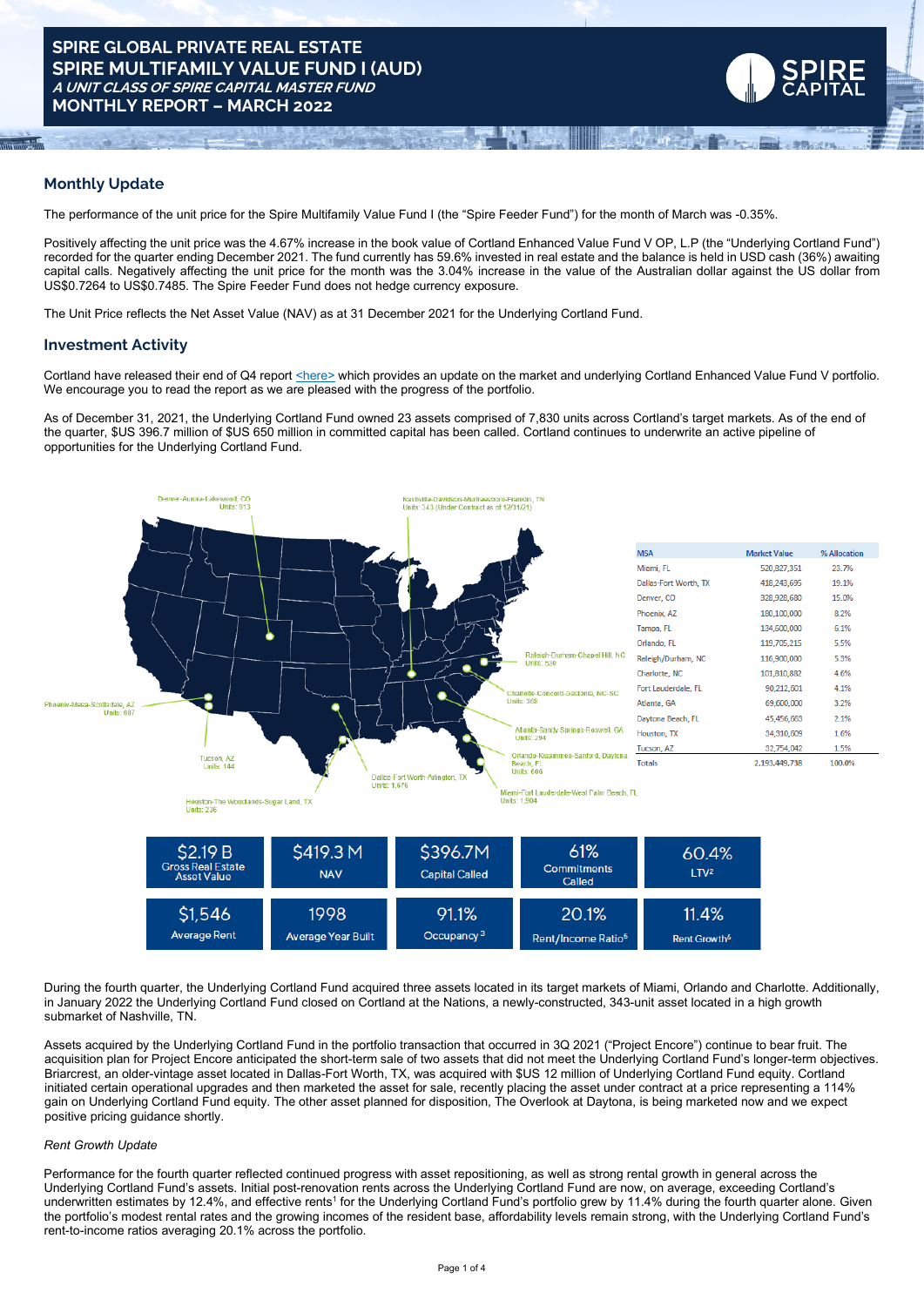# SPIRE GLOBAL PRIVATE REAL ESTATE
# SPIRE MULTIFAMILY VALUE FUND I (AUD)
***A UNIT CLASS OF SPIRE CAPITAL MASTER FUND***
**MONTHLY REPORT – MARCH 2022**

## Monthly Update

The performance of the unit price for the Spire Multifamily Value Fund I (the "Spire Feeder Fund") for the month of March was -0.35%.

Positively affecting the unit price was the 4.67% increase in the book value of Cortland Enhanced Value Fund V OP, L.P (the "Underlying Cortland Fund") recorded for the quarter ending December 2021. The fund currently has 59.6% invested in real estate and the balance is held in USD cash (36%) awaiting capital calls. Negatively affecting the unit price for the month was the 3.04% increase in the value of the Australian dollar against the US dollar from US$0.7264 to US$0.7485. The Spire Feeder Fund does not hedge currency exposure.

The Unit Price reflects the Net Asset Value (NAV) as at 31 December 2021 for the Underlying Cortland Fund.

## Investment Activity

Cortland have released their end of Q4 report <here> which provides an update on the market and underlying Cortland Enhanced Value Fund V portfolio. We encourage you to read the report as we are pleased with the progress of the portfolio.

As of December 31, 2021, the Underlying Cortland Fund owned 23 assets comprised of 7,830 units across Cortland's target markets. As of the end of the quarter, $US 396.7 million of $US 650 million in committed capital has been called. Cortland continues to underwrite an active pipeline of opportunities for the Underlying Cortland Fund.

Denver-Aurora-Lakewood, CO Units: 913
Nashville-Davidson-Murfreesboro-Franklin, TN Units: 343 (Under Contract as of 12/31/21)
Raleigh-Durham-Chapel Hill, NC Units: 530
Charlotte-Concord-Gastonia, NC-SC Units: 368
Atlanta-Sandy Springs-Roswell, GA Units: 294
Orlando-Kissimmee-Sanford, Daytona Beach, FL Units: 606
Miami-Fort Lauderdale-West Palm Beach, FL Units: 1,904
Dallas-Fort Worth-Arlington, TX Units: 1,676
Houston-The Woodlands-Sugar Land, TX Units: 236
Tucson, AZ Units: 144
Phoenix-Mesa-Scottsdale, AZ Units: 607

| MSA | Market Value | % Allocation |
|---|---|---|
| Miami, FL | 520,827,351 | 23.7% |
| Dallas-Fort Worth, TX | 418,243,695 | 19.1% |
| Denver, CO | 328,928,680 | 15.0% |
| Phoenix, AZ | 180,100,000 | 8.2% |
| Tampa, FL | 134,600,000 | 6.1% |
| Orlando, FL | 119,705,215 | 5.5% |
| Raleigh/Durham, NC | 116,900,000 | 5.3% |
| Charlotte, NC | 101,810,882 | 4.6% |
| Fort Lauderdale, FL | 90,212,601 | 4.1% |
| Atlanta, GA | 69,600,000 | 3.2% |
| Daytona Beach, FL | 45,456,663 | 2.1% |
| Houston, TX | 34,310,609 | 1.6% |
| Tucson, AZ | 32,754,042 | 1.5% |
| Totals | 2,193,449,738 | 100.0% |

| $2.19 B | $419.3 M | $396.7M | 61% | 60.4% |
|---|---|---|---|---|
| Gross Real Estate Asset Value | NAV | Capital Called | Commitments Called | LTV[2] |
| **$1,546** | **1998** | **91.1%** | **20.1%** | **11.4%** |
| Average Rent | Average Year Built | Occupancy[3] | Rent/Income Ratio[5] | Rent Growth[6] |

During the fourth quarter, the Underlying Cortland Fund acquired three assets located in its target markets of Miami, Orlando and Charlotte. Additionally, in January 2022 the Underlying Cortland Fund closed on Cortland at the Nations, a newly-constructed, 343-unit asset located in a high growth submarket of Nashville, TN.

Assets acquired by the Underlying Cortland Fund in the portfolio transaction that occurred in 3Q 2021 ("Project Encore") continue to bear fruit. The acquisition plan for Project Encore anticipated the short-term sale of two assets that did not meet the Underlying Cortland Fund's longer-term objectives. Briarcrest, an older-vintage asset located in Dallas-Fort Worth, TX, was acquired with $US 12 million of Underlying Cortland Fund equity. Cortland initiated certain operational upgrades and then marketed the asset for sale, recently placing the asset under contract at a price representing a 114% gain on Underlying Cortland Fund equity. The other asset planned for disposition, The Overlook at Daytona, is being marketed now and we expect positive pricing guidance shortly.

*Rent Growth Update*

Performance for the fourth quarter reflected continued progress with asset repositioning, as well as strong rental growth in general across the Underlying Cortland Fund's assets. Initial post-renovation rents across the Underlying Cortland Fund are now, on average, exceeding Cortland's underwritten estimates by 12.4%, and effective rents[1] for the Underlying Cortland Fund's portfolio grew by 11.4% during the fourth quarter alone. Given the portfolio's modest rental rates and the growing incomes of the resident base, affordability levels remain strong, with the Underlying Cortland Fund's rent-to-income ratios averaging 20.1% across the portfolio.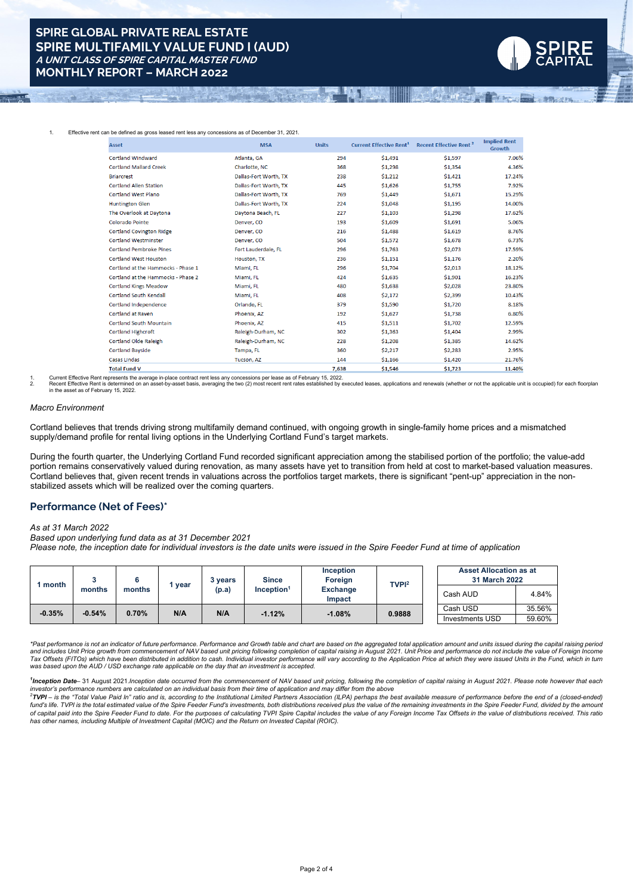# SPIRE GLOBAL PRIVATE REAL ESTATE
# SPIRE MULTIFAMILY VALUE FUND I (AUD)
### *A UNIT CLASS OF SPIRE CAPITAL MASTER FUND*
### MONTHLY REPORT – MARCH 2022

1. Effective rent can be defined as gross leased rent less any concessions as of December 31, 2021.

| Asset | MSA | Units | Current Effective Rent[1] | Recent Effective Rent[2] | Implied Rent Growth |
|---|---|---|---|---|---|
| Cortland Windward | Atlanta, GA | 294 | $1,491 | $1,597 | 7.06% |
| Cortland Mallard Creek | Charlotte, NC | 368 | $1,298 | $1,354 | 4.36% |
| Briarcrest | Dallas-Fort Worth, TX | 238 | $1,212 | $1,421 | 17.24% |
| Cortland Allen Station | Dallas-Fort Worth, TX | 445 | $1,626 | $1,755 | 7.92% |
| Cortland West Plano | Dallas-Fort Worth, TX | 769 | $1,449 | $1,671 | 15.29% |
| Huntington Glen | Dallas-Fort Worth, TX | 224 | $1,048 | $1,195 | 14.00% |
| The Overlook at Daytona | Daytona Beach, FL | 227 | $1,103 | $1,298 | 17.62% |
| Colorado Pointe | Denver, CO | 193 | $1,609 | $1,691 | 5.06% |
| Cortland Covington Ridge | Denver, CO | 216 | $1,488 | $1,619 | 8.76% |
| Cortland Westminster | Denver, CO | 504 | $1,572 | $1,678 | 6.73% |
| Cortland Pembroke Pines | Fort Lauderdale, FL | 296 | $1,763 | $2,073 | 17.59% |
| Cortland West Houston | Houston, TX | 236 | $1,151 | $1,176 | 2.20% |
| Cortland at the Hammocks - Phase 1 | Miami, FL | 296 | $1,704 | $2,013 | 18.12% |
| Cortland at the Hammocks - Phase 2 | Miami, FL | 424 | $1,635 | $1,901 | 16.23% |
| Cortland Kings Meadow | Miami, FL | 480 | $1,638 | $2,028 | 23.80% |
| Cortland South Kendall | Miami, FL | 408 | $2,172 | $2,399 | 10.43% |
| Cortland Independence | Orlando, FL | 379 | $1,590 | $1,720 | 8.18% |
| Cortland at Raven | Phoenix, AZ | 192 | $1,627 | $1,738 | 6.80% |
| Cortland South Mountain | Phoenix, AZ | 415 | $1,511 | $1,702 | 12.59% |
| Cortland Highcroft | Raleigh-Durham, NC | 302 | $1,363 | $1,404 | 2.99% |
| Cortland Olde Raleigh | Raleigh-Durham, NC | 228 | $1,208 | $1,385 | 14.62% |
| Cortland Bayside | Tampa, FL | 360 | $2,217 | $2,283 | 2.95% |
| Casas Lindas | Tucson, AZ | 144 | $1,166 | $1,420 | 21.76% |
| **Total Fund V** | | **7,638** | **$1,546** | **$1,723** | **11.40%** |

1. Current Effective Rent represents the average in-place contract rent less any concessions per lease as of February 15, 2022.
2. Recent Effective Rent is determined on an asset-by-asset basis, averaging the two (2) most recent rent rates established by executed leases, applications and renewals (whether or not the applicable unit is occupied) for each floorplan in the asset as of February 15, 2022.

*Macro Environment*

Cortland believes that trends driving strong multifamily demand continued, with ongoing growth in single-family home prices and a mismatched supply/demand profile for rental living options in the Underlying Cortland Fund's target markets.

During the fourth quarter, the Underlying Cortland Fund recorded significant appreciation among the stabilised portion of the portfolio; the value-add portion remains conservatively valued during renovation, as many assets have yet to transition from held at cost to market-based valuation measures. Cortland believes that, given recent trends in valuations across the portfolios target markets, there is significant "pent-up" appreciation in the non-stabilized assets which will be realized over the coming quarters.

## Performance (Net of Fees)*

*As at 31 March 2022*
*Based upon underlying fund data as at 31 December 2021*
*Please note, the inception date for individual investors is the date units were issued in the Spire Feeder Fund at time of application*

| 1 month | 3 months | 6 months | 1 year | 3 years (p.a) | Since Inception[1] | Inception Foreign Exchange Impact | TVPI[2] |
|---|---|---|---|---|---|---|---|
| -0.35% | -0.54% | 0.70% | N/A | N/A | -1.12% | -1.08% | 0.9888 |

| Asset Allocation as at 31 March 2022 | |
|---|---|
| Cash AUD | 4.84% |
| Cash USD | 35.56% |
| Investments USD | 59.60% |

*\*Past performance is not an indicator of future performance. Performance and Growth table and chart are based on the aggregated total application amount and units issued during the capital raising period and includes Unit Price growth from commencement of NAV based unit pricing following completion of capital raising in August 2021. Unit Price and performance do not include the value of Foreign Income Tax Offsets (FITOs) which have been distributed in addition to cash. Individual investor performance will vary according to the Application Price at which they were issued Units in the Fund, which in turn was based upon the AUD / USD exchange rate applicable on the day that an investment is accepted.*

[1]***Inception Date***– *31 August 2021.Inception date occurred from the commencement of NAV based unit pricing, following the completion of capital raising in August 2021. Please note however that each investor's performance numbers are calculated on an individual basis from their time of application and may differ from the above*

[2]***TVPI*** *– is the "Total Value Paid In" ratio and is, according to the Institutional Limited Partners Association (ILPA) perhaps the best available measure of performance before the end of a (closed-ended) fund's life. TVPI is the total estimated value of the Spire Feeder Fund's investments, both distributions received plus the value of the remaining investments in the Spire Feeder Fund, divided by the amount of capital paid into the Spire Feeder Fund to date. For the purposes of calculating TVPI Spire Capital includes the value of any Foreign Income Tax Offsets in the value of distributions received. This ratio has other names, including Multiple of Investment Capital (MOIC) and the Return on Invested Capital (ROIC).*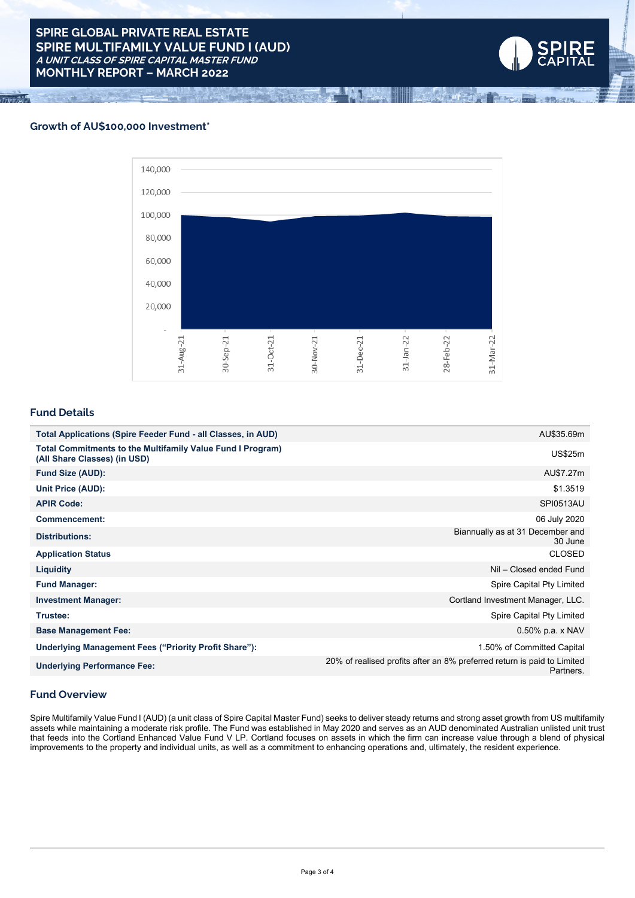# SPIRE GLOBAL PRIVATE REAL ESTATE
# SPIRE MULTIFAMILY VALUE FUND I (AUD)
***A UNIT CLASS OF SPIRE CAPITAL MASTER FUND***
**MONTHLY REPORT – MARCH 2022**

## Growth of AU$100,000 Investment*

## Fund Details

| | |
|---|---|
| **Total Applications (Spire Feeder Fund - all Classes, in AUD)** | AU$35.69m |
| **Total Commitments to the Multifamily Value Fund I Program) (All Share Classes) (in USD)** | US$25m |
| **Fund Size (AUD):** | AU$7.27m |
| **Unit Price (AUD):** | $1.3519 |
| **APIR Code:** | SPI0513AU |
| **Commencement:** | 06 July 2020 |
| **Distributions:** | Biannually as at 31 December and 30 June |
| **Application Status** | CLOSED |
| **Liquidity** | Nil – Closed ended Fund |
| **Fund Manager:** | Spire Capital Pty Limited |
| **Investment Manager:** | Cortland Investment Manager, LLC. |
| **Trustee:** | Spire Capital Pty Limited |
| **Base Management Fee:** | 0.50% p.a. x NAV |
| **Underlying Management Fees ("Priority Profit Share"):** | 1.50% of Committed Capital |
| **Underlying Performance Fee:** | 20% of realised profits after an 8% preferred return is paid to Limited Partners. |

## Fund Overview

Spire Multifamily Value Fund I (AUD) (a unit class of Spire Capital Master Fund) seeks to deliver steady returns and strong asset growth from US multifamily assets while maintaining a moderate risk profile. The Fund was established in May 2020 and serves as an AUD denominated Australian unlisted unit trust that feeds into the Cortland Enhanced Value Fund V LP. Cortland focuses on assets in which the firm can increase value through a blend of physical improvements to the property and individual units, as well as a commitment to enhancing operations and, ultimately, the resident experience.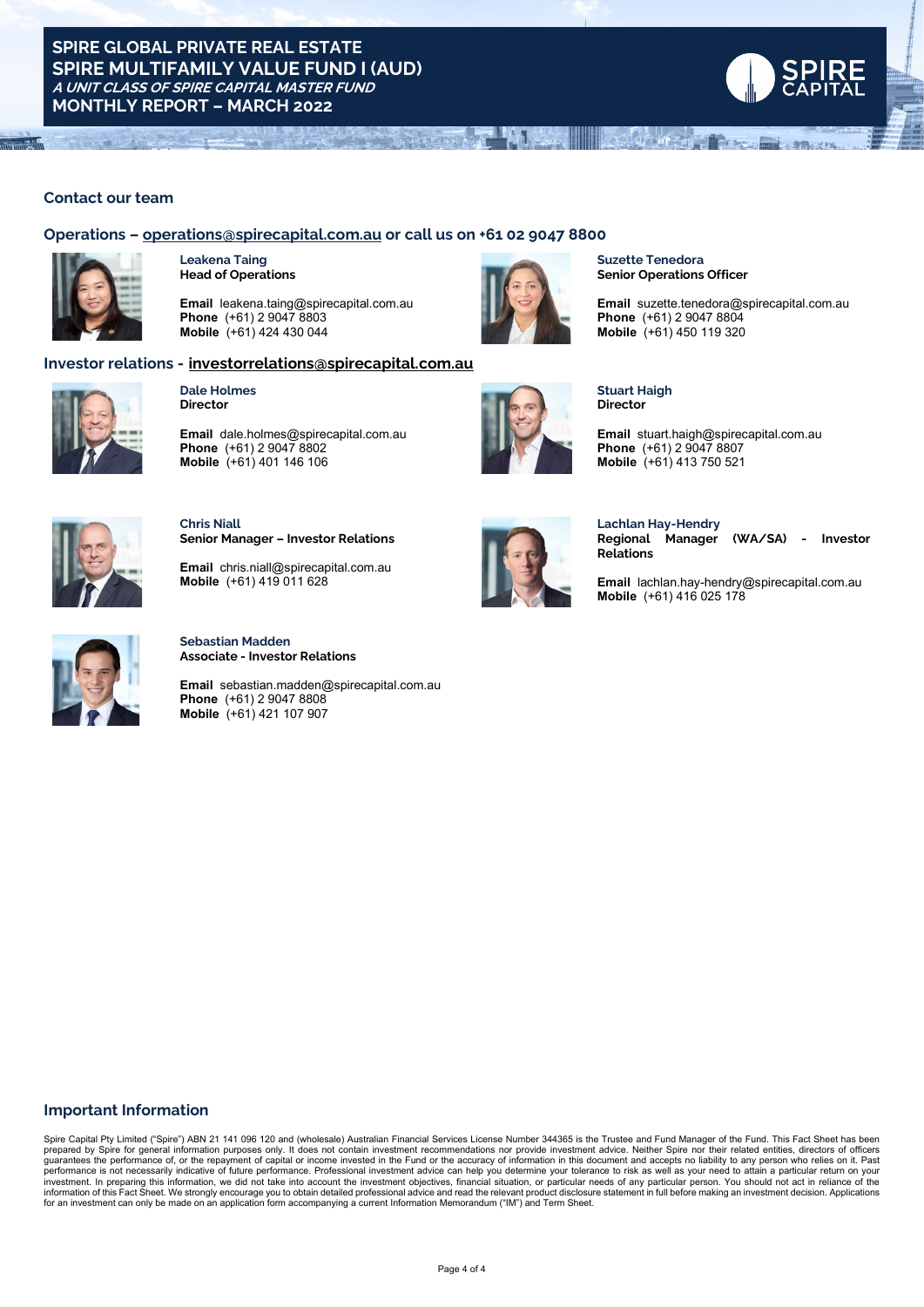# SPIRE GLOBAL PRIVATE REAL ESTATE
# SPIRE MULTIFAMILY VALUE FUND I (AUD)
***A UNIT CLASS OF SPIRE CAPITAL MASTER FUND***
**MONTHLY REPORT – MARCH 2022**

## Contact our team

### Operations – operations@spirecapital.com.au or call us on +61 02 9047 8800

**Leakena Taing**
**Head of Operations**

**Email** leakena.taing@spirecapital.com.au
**Phone** (+61) 2 9047 8803
**Mobile** (+61) 424 430 044

**Suzette Tenedora**
**Senior Operations Officer**

**Email** suzette.tenedora@spirecapital.com.au
**Phone** (+61) 2 9047 8804
**Mobile** (+61) 450 119 320

### Investor relations - investorrelations@spirecapital.com.au

**Dale Holmes**
**Director**

**Email** dale.holmes@spirecapital.com.au
**Phone** (+61) 2 9047 8802
**Mobile** (+61) 401 146 106

**Stuart Haigh**
**Director**

**Email** stuart.haigh@spirecapital.com.au
**Phone** (+61) 2 9047 8807
**Mobile** (+61) 413 750 521

**Chris Niall**
**Senior Manager – Investor Relations**

**Email** chris.niall@spirecapital.com.au
**Mobile** (+61) 419 011 628

**Lachlan Hay-Hendry**
**Regional Manager (WA/SA) - Investor Relations**

**Email** lachlan.hay-hendry@spirecapital.com.au
**Mobile** (+61) 416 025 178

**Sebastian Madden**
**Associate - Investor Relations**

**Email** sebastian.madden@spirecapital.com.au
**Phone** (+61) 2 9047 8808
**Mobile** (+61) 421 107 907

## Important Information

Spire Capital Pty Limited ("Spire") ABN 21 141 096 120 and (wholesale) Australian Financial Services License Number 344365 is the Trustee and Fund Manager of the Fund. This Fact Sheet has been prepared by Spire for general information purposes only. It does not contain investment recommendations nor provide investment advice. Neither Spire nor their related entities, directors of officers guarantees the performance of, or the repayment of capital or income invested in the Fund or the accuracy of information in this document and accepts no liability to any person who relies on it. Past performance is not necessarily indicative of future performance. Professional investment advice can help you determine your tolerance to risk as well as your need to attain a particular return on your investment. In preparing this information, we did not take into account the investment objectives, financial situation, or particular needs of any particular person. You should not act in reliance of the information of this Fact Sheet. We strongly encourage you to obtain detailed professional advice and read the relevant product disclosure statement in full before making an investment decision. Applications for an investment can only be made on an application form accompanying a current Information Memorandum ("IM") and Term Sheet.